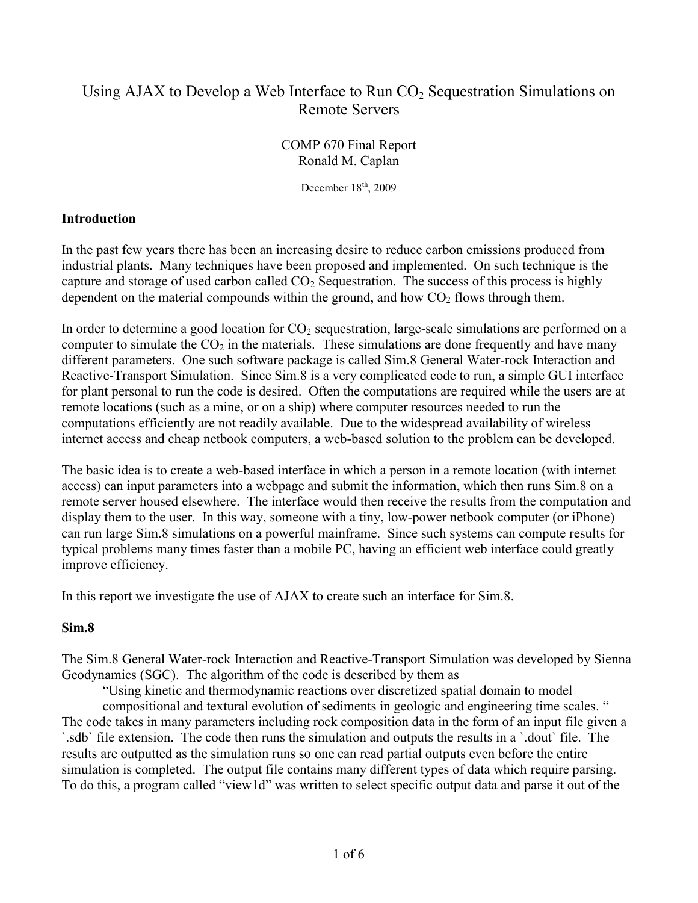# Using AJAX to Develop a Web Interface to Run $CO_2$ Sequestration Simulations on Remote Servers

COMP 670 Final Report
Ronald M. Caplan

December 18th, 2009

## Introduction

In the past few years there has been an increasing desire to reduce carbon emissions produced from industrial plants. Many techniques have been proposed and implemented. On such technique is the capture and storage of used carbon called $CO_2$ Sequestration. The success of this process is highly dependent on the material compounds within the ground, and how $CO_2$ flows through them.

In order to determine a good location for $CO_2$ sequestration, large-scale simulations are performed on a computer to simulate the $CO_2$ in the materials. These simulations are done frequently and have many different parameters. One such software package is called Sim.8 General Water-rock Interaction and Reactive-Transport Simulation. Since Sim.8 is a very complicated code to run, a simple GUI interface for plant personal to run the code is desired. Often the computations are required while the users are at remote locations (such as a mine, or on a ship) where computer resources needed to run the computations efficiently are not readily available. Due to the widespread availability of wireless internet access and cheap netbook computers, a web-based solution to the problem can be developed.

The basic idea is to create a web-based interface in which a person in a remote location (with internet access) can input parameters into a webpage and submit the information, which then runs Sim.8 on a remote server housed elsewhere. The interface would then receive the results from the computation and display them to the user. In this way, someone with a tiny, low-power netbook computer (or iPhone) can run large Sim.8 simulations on a powerful mainframe. Since such systems can compute results for typical problems many times faster than a mobile PC, having an efficient web interface could greatly improve efficiency.

In this report we investigate the use of AJAX to create such an interface for Sim.8.

## Sim.8

The Sim.8 General Water-rock Interaction and Reactive-Transport Simulation was developed by Sienna Geodynamics (SGC). The algorithm of the code is described by them as

> "Using kinetic and thermodynamic reactions over discretized spatial domain to model compositional and textural evolution of sediments in geologic and engineering time scales. "

The code takes in many parameters including rock composition data in the form of an input file given a `.sdb` file extension. The code then runs the simulation and outputs the results in a `.dout` file. The results are outputted as the simulation runs so one can read partial outputs even before the entire simulation is completed. The output file contains many different types of data which require parsing. To do this, a program called "view1d" was written to select specific output data and parse it out of the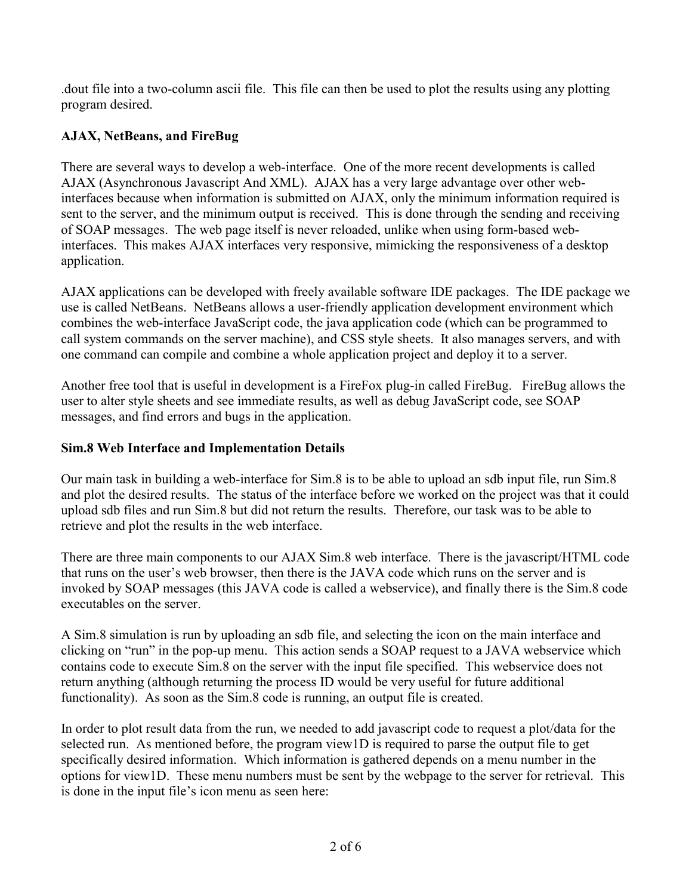.dout file into a two-column ascii file. This file can then be used to plot the results using any plotting program desired.

**AJAX, NetBeans, and FireBug**

There are several ways to develop a web-interface. One of the more recent developments is called AJAX (Asynchronous Javascript And XML). AJAX has a very large advantage over other web-interfaces because when information is submitted on AJAX, only the minimum information required is sent to the server, and the minimum output is received. This is done through the sending and receiving of SOAP messages. The web page itself is never reloaded, unlike when using form-based web-interfaces. This makes AJAX interfaces very responsive, mimicking the responsiveness of a desktop application.

AJAX applications can be developed with freely available software IDE packages. The IDE package we use is called NetBeans. NetBeans allows a user-friendly application development environment which combines the web-interface JavaScript code, the java application code (which can be programmed to call system commands on the server machine), and CSS style sheets. It also manages servers, and with one command can compile and combine a whole application project and deploy it to a server.

Another free tool that is useful in development is a FireFox plug-in called FireBug. FireBug allows the user to alter style sheets and see immediate results, as well as debug JavaScript code, see SOAP messages, and find errors and bugs in the application.

**Sim.8 Web Interface and Implementation Details**

Our main task in building a web-interface for Sim.8 is to be able to upload an sdb input file, run Sim.8 and plot the desired results. The status of the interface before we worked on the project was that it could upload sdb files and run Sim.8 but did not return the results. Therefore, our task was to be able to retrieve and plot the results in the web interface.

There are three main components to our AJAX Sim.8 web interface. There is the javascript/HTML code that runs on the user's web browser, then there is the JAVA code which runs on the server and is invoked by SOAP messages (this JAVA code is called a webservice), and finally there is the Sim.8 code executables on the server.

A Sim.8 simulation is run by uploading an sdb file, and selecting the icon on the main interface and clicking on "run" in the pop-up menu. This action sends a SOAP request to a JAVA webservice which contains code to execute Sim.8 on the server with the input file specified. This webservice does not return anything (although returning the process ID would be very useful for future additional functionality). As soon as the Sim.8 code is running, an output file is created.

In order to plot result data from the run, we needed to add javascript code to request a plot/data for the selected run. As mentioned before, the program view1D is required to parse the output file to get specifically desired information. Which information is gathered depends on a menu number in the options for view1D. These menu numbers must be sent by the webpage to the server for retrieval. This is done in the input file's icon menu as seen here: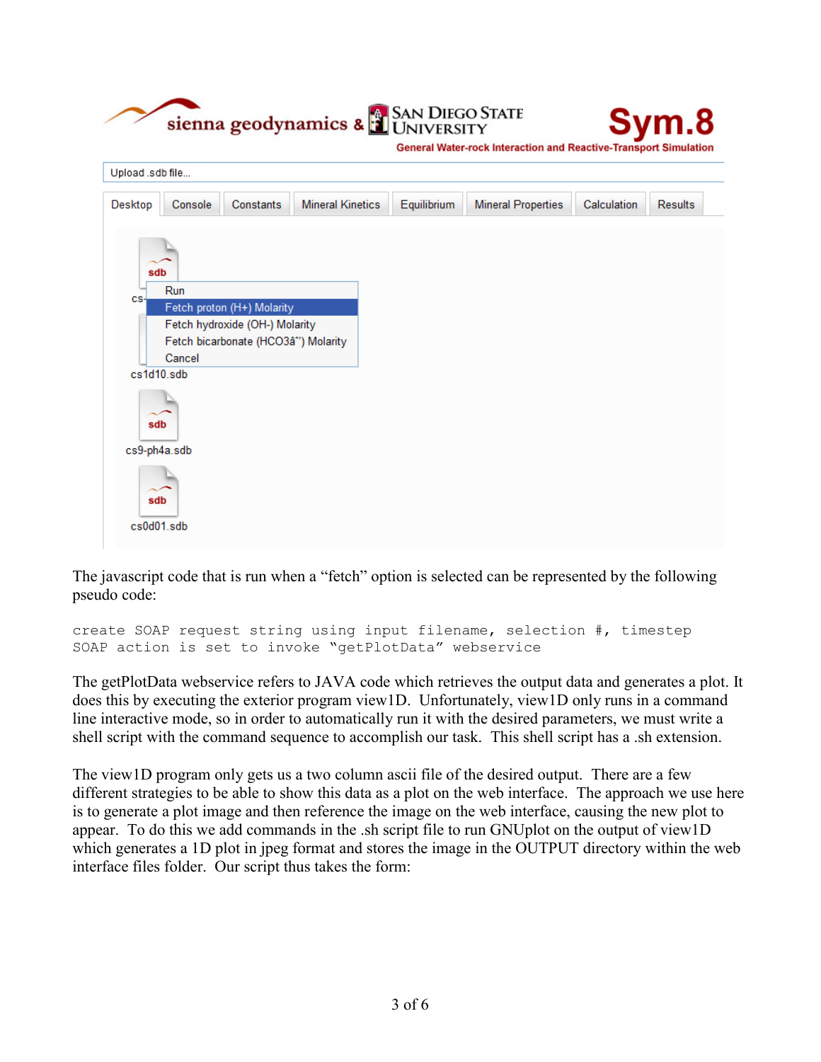The javascript code that is run when a "fetch" option is selected can be represented by the following pseudo code:

```
create SOAP request string using input filename, selection #, timestep
SOAP action is set to invoke "getPlotData" webservice
```

The getPlotData webservice refers to JAVA code which retrieves the output data and generates a plot. It does this by executing the exterior program view1D. Unfortunately, view1D only runs in a command line interactive mode, so in order to automatically run it with the desired parameters, we must write a shell script with the command sequence to accomplish our task. This shell script has a .sh extension.

The view1D program only gets us a two column ascii file of the desired output. There are a few different strategies to be able to show this data as a plot on the web interface. The approach we use here is to generate a plot image and then reference the image on the web interface, causing the new plot to appear. To do this we add commands in the .sh script file to run GNUplot on the output of view1D which generates a 1D plot in jpeg format and stores the image in the OUTPUT directory within the web interface files folder. Our script thus takes the form: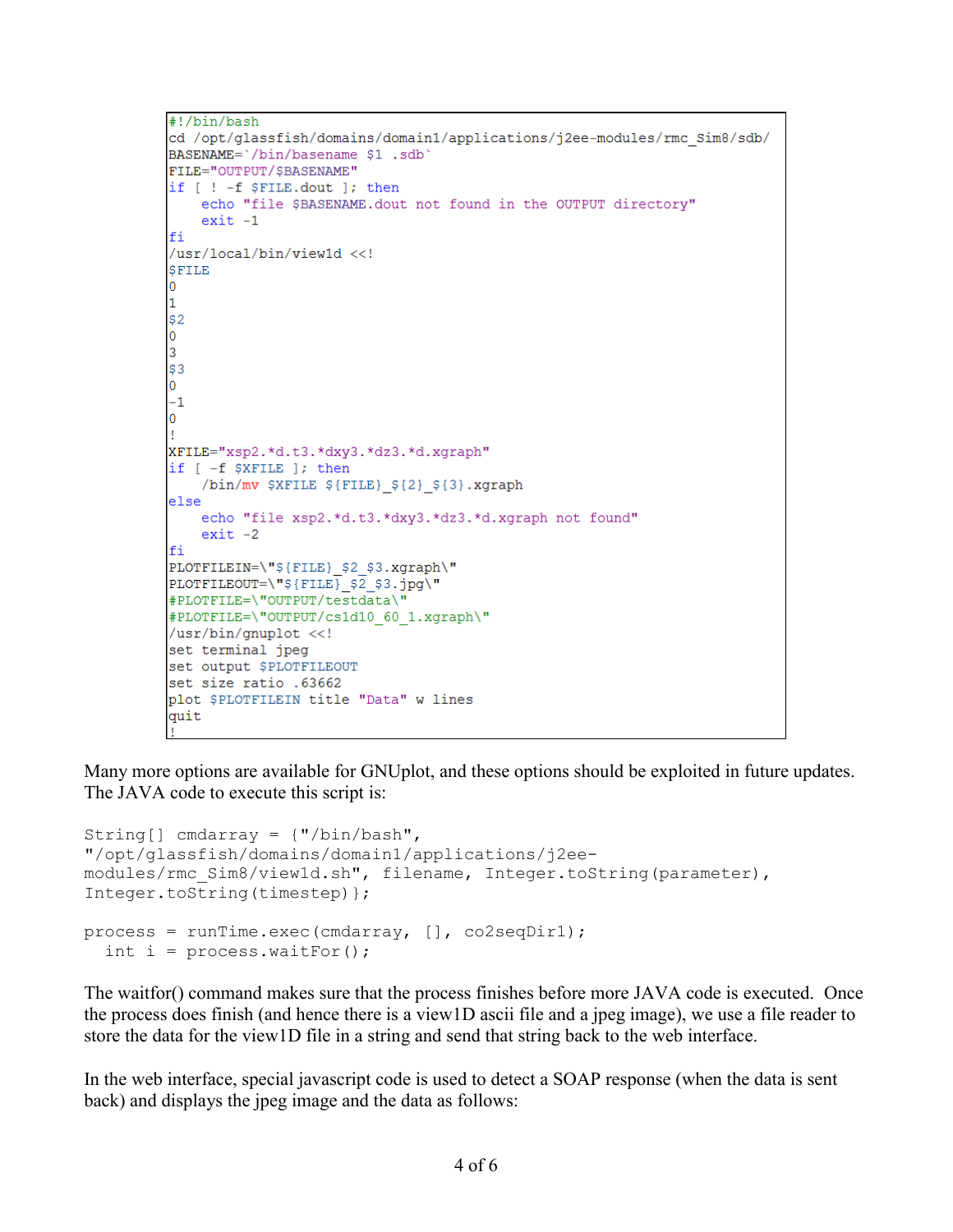```bash
#!/bin/bash
cd /opt/glassfish/domains/domain1/applications/j2ee-modules/rmc_Sim8/sdb/
BASENAME=`/bin/basename $1 .sdb`
FILE="OUTPUT/$BASENAME"
if [ ! -f $FILE.dout ]; then
    echo "file $BASENAME.dout not found in the OUTPUT directory"
    exit -1
fi
/usr/local/bin/view1d <<!
$FILE
0
1
$2
0
3
$3
0
-1
0
!
XFILE="xsp2.*d.t3.*dxy3.*dz3.*d.xgraph"
if [ -f $XFILE ]; then
    /bin/mv $XFILE ${FILE}_${2}_${3}.xgraph
else
    echo "file xsp2.*d.t3.*dxy3.*dz3.*d.xgraph not found"
    exit -2
fi
PLOTFILEIN=\"${FILE}_$2_$3.xgraph\"
PLOTFILEOUT=\"${FILE}_$2_$3.jpg\"
#PLOTFILE=\"OUTPUT/testdata\"
#PLOTFILE=\"OUTPUT/cs1d10_60_1.xgraph\"
/usr/bin/gnuplot <<!
set terminal jpeg
set output $PLOTFILEOUT
set size ratio .63662
plot $PLOTFILEIN title "Data" w lines
quit
!
```

Many more options are available for GNUplot, and these options should be exploited in future updates. The JAVA code to execute this script is:

```java
String[] cmdarray = {"/bin/bash",
"/opt/glassfish/domains/domain1/applications/j2ee-
modules/rmc_Sim8/view1d.sh", filename, Integer.toString(parameter),
Integer.toString(timestep)};

process = runTime.exec(cmdarray, [], co2seqDir1);
  int i = process.waitFor();
```

The waitfor() command makes sure that the process finishes before more JAVA code is executed. Once the process does finish (and hence there is a view1D ascii file and a jpeg image), we use a file reader to store the data for the view1D file in a string and send that string back to the web interface.

In the web interface, special javascript code is used to detect a SOAP response (when the data is sent back) and displays the jpeg image and the data as follows: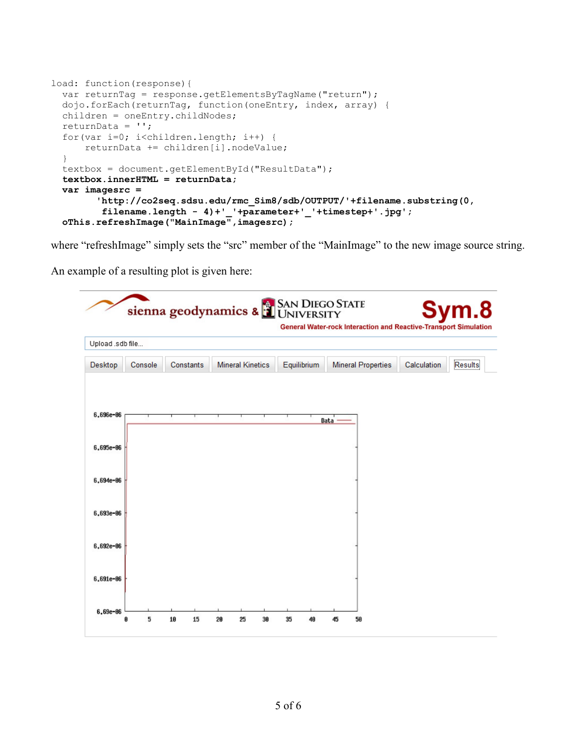```
load: function(response){
  var returnTag = response.getElementsByTagName("return");
  dojo.forEach(returnTag, function(oneEntry, index, array) {
  children = oneEntry.childNodes;
  returnData = '';
  for(var i=0; i<children.length; i++) {
      returnData += children[i].nodeValue;
  }
  textbox = document.getElementById("ResultData");
  textbox.innerHTML = returnData;
  var imagesrc =
        'http://co2seq.sdsu.edu/rmc_Sim8/sdb/OUTPUT/'+filename.substring(0,
         filename.length - 4)+'_'+parameter+'_'+timestep+'.jpg';
  oThis.refreshImage("MainImage",imagesrc);
```

where "refreshImage" simply sets the "src" member of the "MainImage" to the new image source string.

An example of a resulting plot is given here: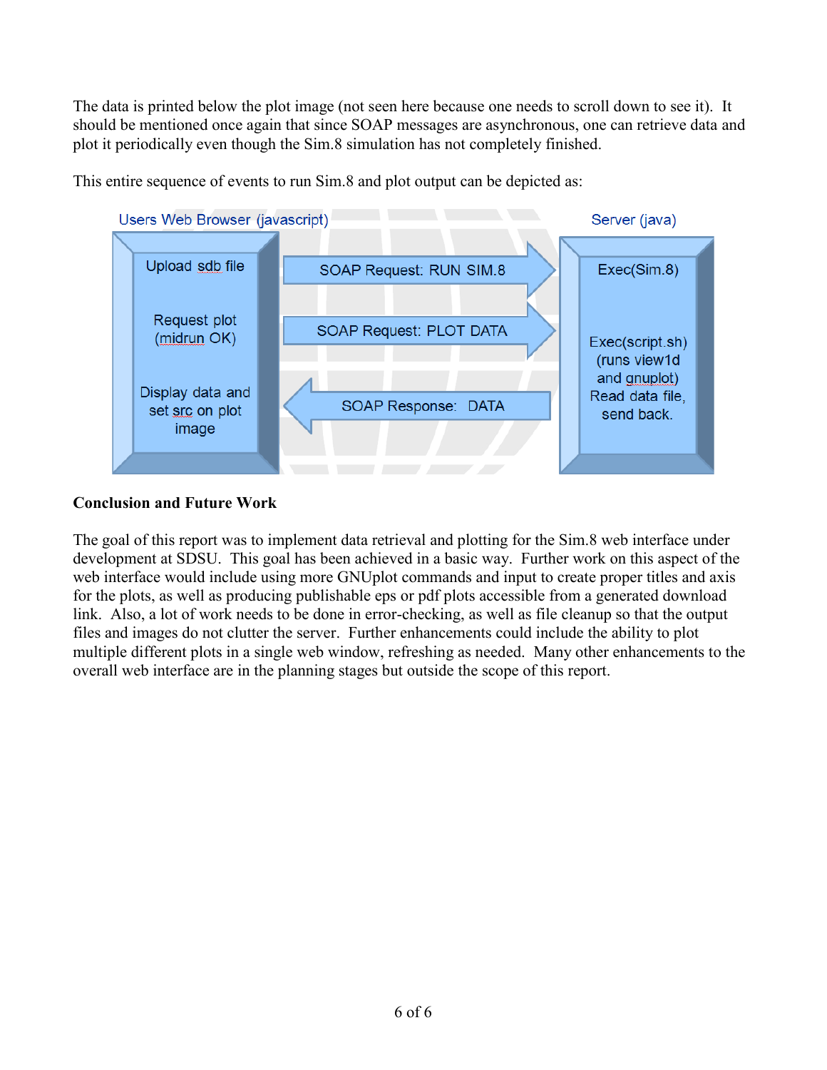The data is printed below the plot image (not seen here because one needs to scroll down to see it). It should be mentioned once again that since SOAP messages are asynchronous, one can retrieve data and plot it periodically even though the Sim.8 simulation has not completely finished.

This entire sequence of events to run Sim.8 and plot output can be depicted as:

Users Web Browser (javascript)

Server (java)

Upload sdb file

Request plot (midrun OK)

Display data and set src on plot image

SOAP Request: RUN SIM.8

SOAP Request: PLOT DATA

SOAP Response: DATA

Exec(Sim.8)

Exec(script.sh) (runs view1d and gnuplot) Read data file, send back.

**Conclusion and Future Work**

The goal of this report was to implement data retrieval and plotting for the Sim.8 web interface under development at SDSU. This goal has been achieved in a basic way. Further work on this aspect of the web interface would include using more GNUplot commands and input to create proper titles and axis for the plots, as well as producing publishable eps or pdf plots accessible from a generated download link. Also, a lot of work needs to be done in error-checking, as well as file cleanup so that the output files and images do not clutter the server. Further enhancements could include the ability to plot multiple different plots in a single web window, refreshing as needed. Many other enhancements to the overall web interface are in the planning stages but outside the scope of this report.